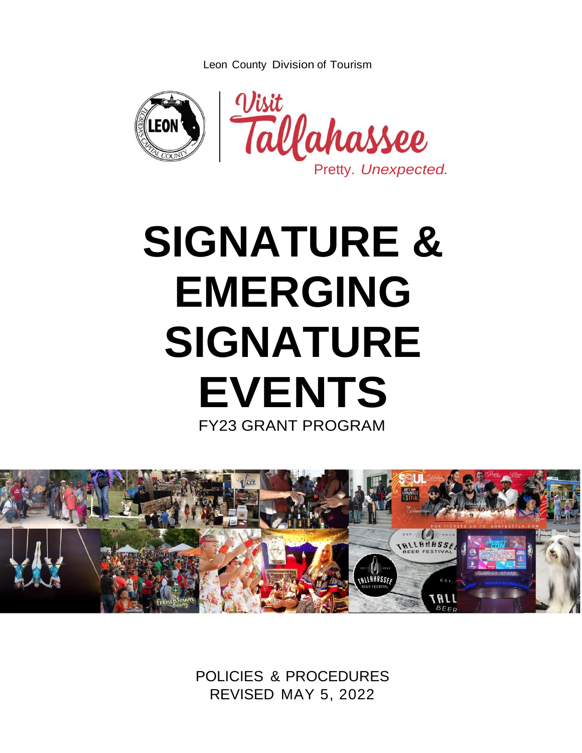Leon County Division of Tourism

Visit Tallahassee

Pretty. *Unexpected.*

# SIGNATURE & EMERGING SIGNATURE EVENTS

FY23 GRANT PROGRAM

POLICIES & PROCEDURES
REVISED MAY 5, 2022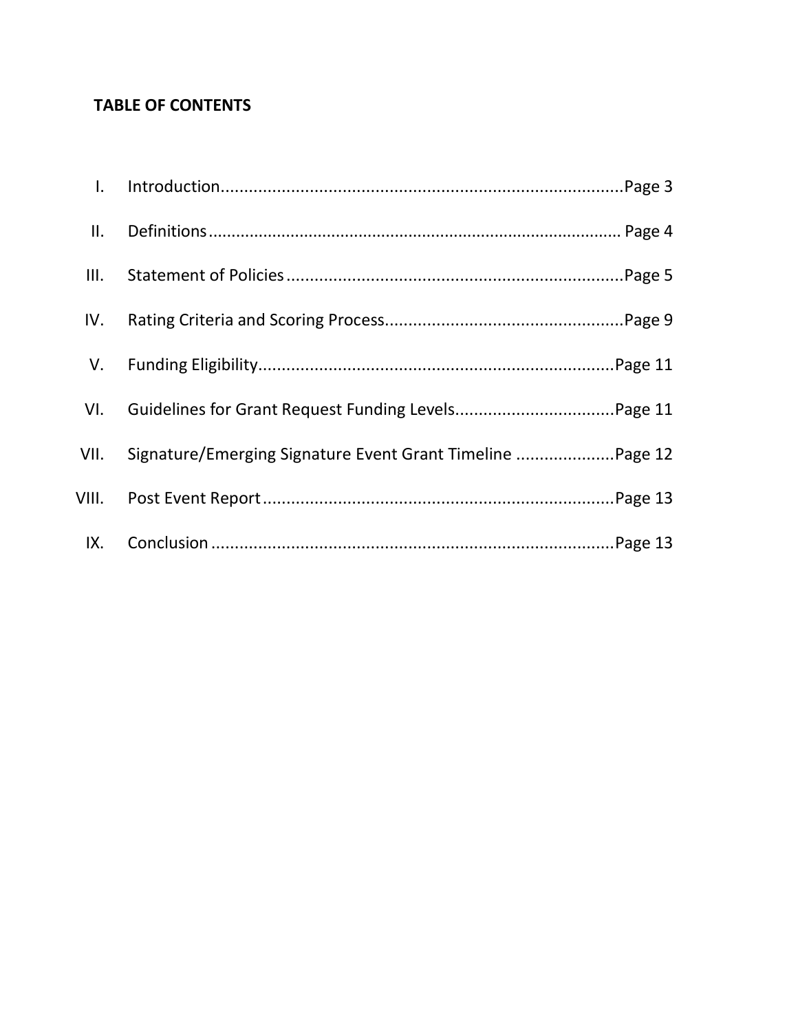## TABLE OF CONTENTS

I. Introduction....................................................................................Page 3

II. Definitions....................................................................................... Page 4

III. Statement of Policies.......................................................................Page 5

IV. Rating Criteria and Scoring Process..................................................Page 9

V. Funding Eligibility...........................................................................Page 11

VI. Guidelines for Grant Request Funding Levels.................................Page 11

VII. Signature/Emerging Signature Event Grant Timeline ....................Page 12

VIII. Post Event Report..........................................................................Page 13

IX. Conclusion .....................................................................................Page 13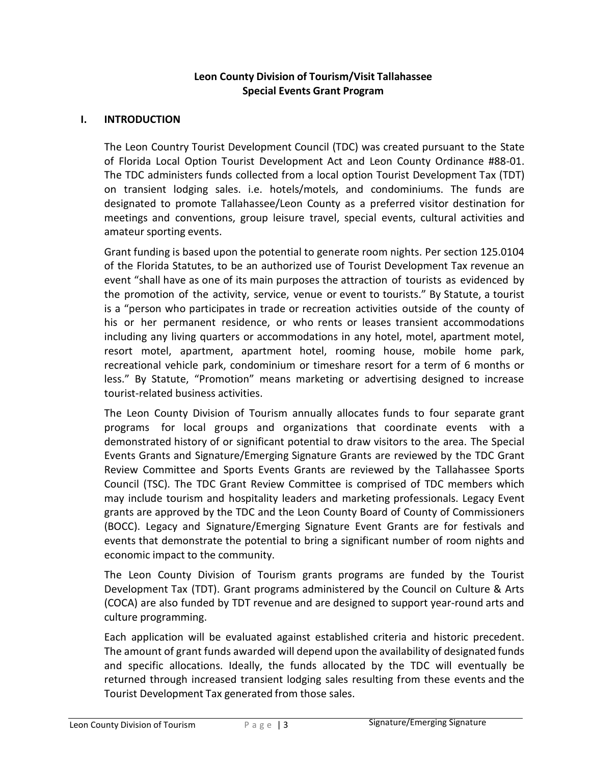**Leon County Division of Tourism/Visit Tallahassee**
**Special Events Grant Program**

## I. INTRODUCTION

The Leon Country Tourist Development Council (TDC) was created pursuant to the State of Florida Local Option Tourist Development Act and Leon County Ordinance #88-01. The TDC administers funds collected from a local option Tourist Development Tax (TDT) on transient lodging sales. i.e. hotels/motels, and condominiums. The funds are designated to promote Tallahassee/Leon County as a preferred visitor destination for meetings and conventions, group leisure travel, special events, cultural activities and amateur sporting events.

Grant funding is based upon the potential to generate room nights. Per section 125.0104 of the Florida Statutes, to be an authorized use of Tourist Development Tax revenue an event "shall have as one of its main purposes the attraction of tourists as evidenced by the promotion of the activity, service, venue or event to tourists." By Statute, a tourist is a "person who participates in trade or recreation activities outside of the county of his or her permanent residence, or who rents or leases transient accommodations including any living quarters or accommodations in any hotel, motel, apartment motel, resort motel, apartment, apartment hotel, rooming house, mobile home park, recreational vehicle park, condominium or timeshare resort for a term of 6 months or less." By Statute, "Promotion" means marketing or advertising designed to increase tourist-related business activities.

The Leon County Division of Tourism annually allocates funds to four separate grant programs for local groups and organizations that coordinate events with a demonstrated history of or significant potential to draw visitors to the area. The Special Events Grants and Signature/Emerging Signature Grants are reviewed by the TDC Grant Review Committee and Sports Events Grants are reviewed by the Tallahassee Sports Council (TSC). The TDC Grant Review Committee is comprised of TDC members which may include tourism and hospitality leaders and marketing professionals. Legacy Event grants are approved by the TDC and the Leon County Board of County of Commissioners (BOCC). Legacy and Signature/Emerging Signature Event Grants are for festivals and events that demonstrate the potential to bring a significant number of room nights and economic impact to the community.

The Leon County Division of Tourism grants programs are funded by the Tourist Development Tax (TDT). Grant programs administered by the Council on Culture & Arts (COCA) are also funded by TDT revenue and are designed to support year-round arts and culture programming.

Each application will be evaluated against established criteria and historic precedent. The amount of grant funds awarded will depend upon the availability of designated funds and specific allocations. Ideally, the funds allocated by the TDC will eventually be returned through increased transient lodging sales resulting from these events and the Tourist Development Tax generated from those sales.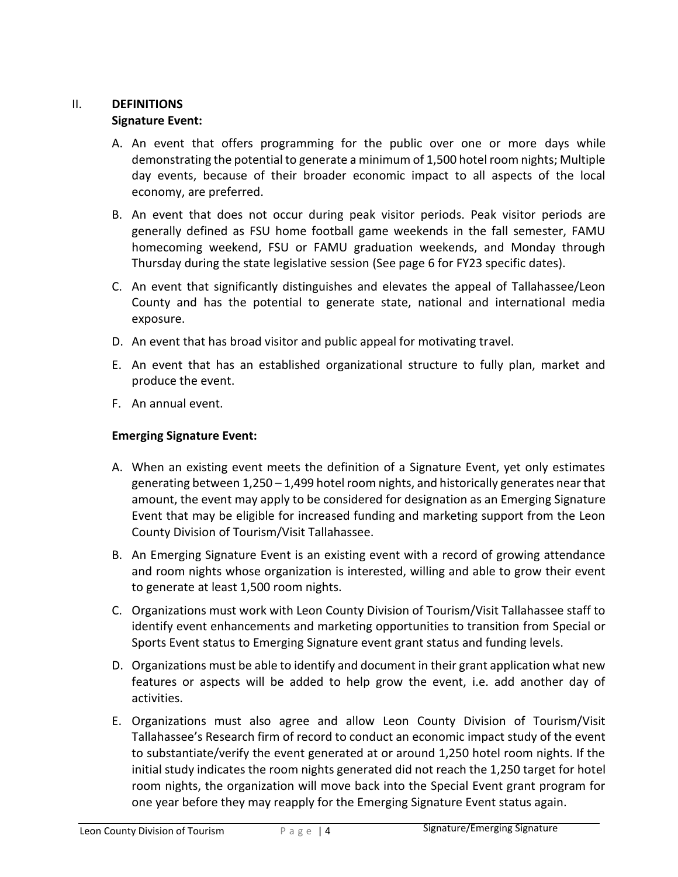## II. DEFINITIONS

### Signature Event:

A. An event that offers programming for the public over one or more days while demonstrating the potential to generate a minimum of 1,500 hotel room nights; Multiple day events, because of their broader economic impact to all aspects of the local economy, are preferred.

B. An event that does not occur during peak visitor periods. Peak visitor periods are generally defined as FSU home football game weekends in the fall semester, FAMU homecoming weekend, FSU or FAMU graduation weekends, and Monday through Thursday during the state legislative session (See page 6 for FY23 specific dates).

C. An event that significantly distinguishes and elevates the appeal of Tallahassee/Leon County and has the potential to generate state, national and international media exposure.

D. An event that has broad visitor and public appeal for motivating travel.

E. An event that has an established organizational structure to fully plan, market and produce the event.

F. An annual event.

### Emerging Signature Event:

A. When an existing event meets the definition of a Signature Event, yet only estimates generating between 1,250 – 1,499 hotel room nights, and historically generates near that amount, the event may apply to be considered for designation as an Emerging Signature Event that may be eligible for increased funding and marketing support from the Leon County Division of Tourism/Visit Tallahassee.

B. An Emerging Signature Event is an existing event with a record of growing attendance and room nights whose organization is interested, willing and able to grow their event to generate at least 1,500 room nights.

C. Organizations must work with Leon County Division of Tourism/Visit Tallahassee staff to identify event enhancements and marketing opportunities to transition from Special or Sports Event status to Emerging Signature event grant status and funding levels.

D. Organizations must be able to identify and document in their grant application what new features or aspects will be added to help grow the event, i.e. add another day of activities.

E. Organizations must also agree and allow Leon County Division of Tourism/Visit Tallahassee's Research firm of record to conduct an economic impact study of the event to substantiate/verify the event generated at or around 1,250 hotel room nights. If the initial study indicates the room nights generated did not reach the 1,250 target for hotel room nights, the organization will move back into the Special Event grant program for one year before they may reapply for the Emerging Signature Event status again.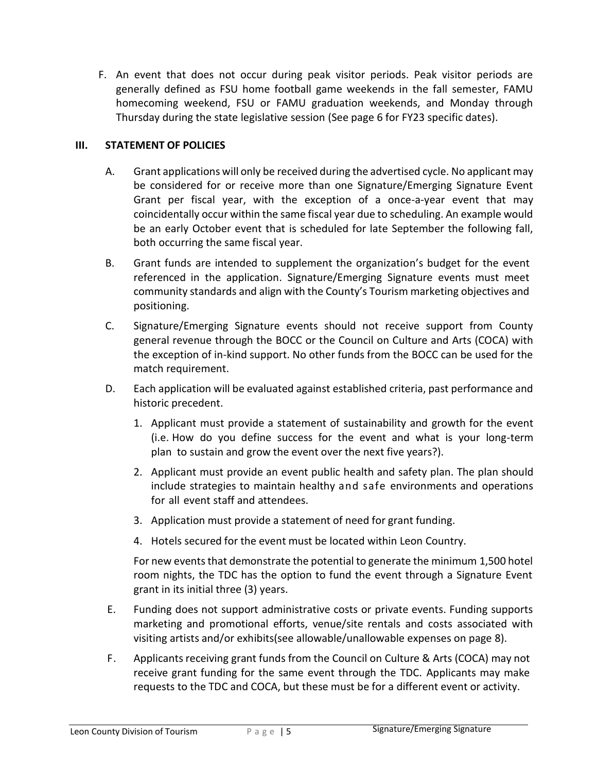F. An event that does not occur during peak visitor periods. Peak visitor periods are generally defined as FSU home football game weekends in the fall semester, FAMU homecoming weekend, FSU or FAMU graduation weekends, and Monday through Thursday during the state legislative session (See page 6 for FY23 specific dates).

## III. STATEMENT OF POLICIES

A. Grant applications will only be received during the advertised cycle. No applicant may be considered for or receive more than one Signature/Emerging Signature Event Grant per fiscal year, with the exception of a once-a-year event that may coincidentally occur within the same fiscal year due to scheduling. An example would be an early October event that is scheduled for late September the following fall, both occurring the same fiscal year.

B. Grant funds are intended to supplement the organization's budget for the event referenced in the application. Signature/Emerging Signature events must meet community standards and align with the County's Tourism marketing objectives and positioning.

C. Signature/Emerging Signature events should not receive support from County general revenue through the BOCC or the Council on Culture and Arts (COCA) with the exception of in-kind support. No other funds from the BOCC can be used for the match requirement.

D. Each application will be evaluated against established criteria, past performance and historic precedent.

1. Applicant must provide a statement of sustainability and growth for the event (i.e. How do you define success for the event and what is your long-term plan to sustain and grow the event over the next five years?).
2. Applicant must provide an event public health and safety plan. The plan should include strategies to maintain healthy and safe environments and operations for all event staff and attendees.
3. Application must provide a statement of need for grant funding.
4. Hotels secured for the event must be located within Leon Country.

For new events that demonstrate the potential to generate the minimum 1,500 hotel room nights, the TDC has the option to fund the event through a Signature Event grant in its initial three (3) years.

E. Funding does not support administrative costs or private events. Funding supports marketing and promotional efforts, venue/site rentals and costs associated with visiting artists and/or exhibits(see allowable/unallowable expenses on page 8).

F. Applicants receiving grant funds from the Council on Culture & Arts (COCA) may not receive grant funding for the same event through the TDC. Applicants may make requests to the TDC and COCA, but these must be for a different event or activity.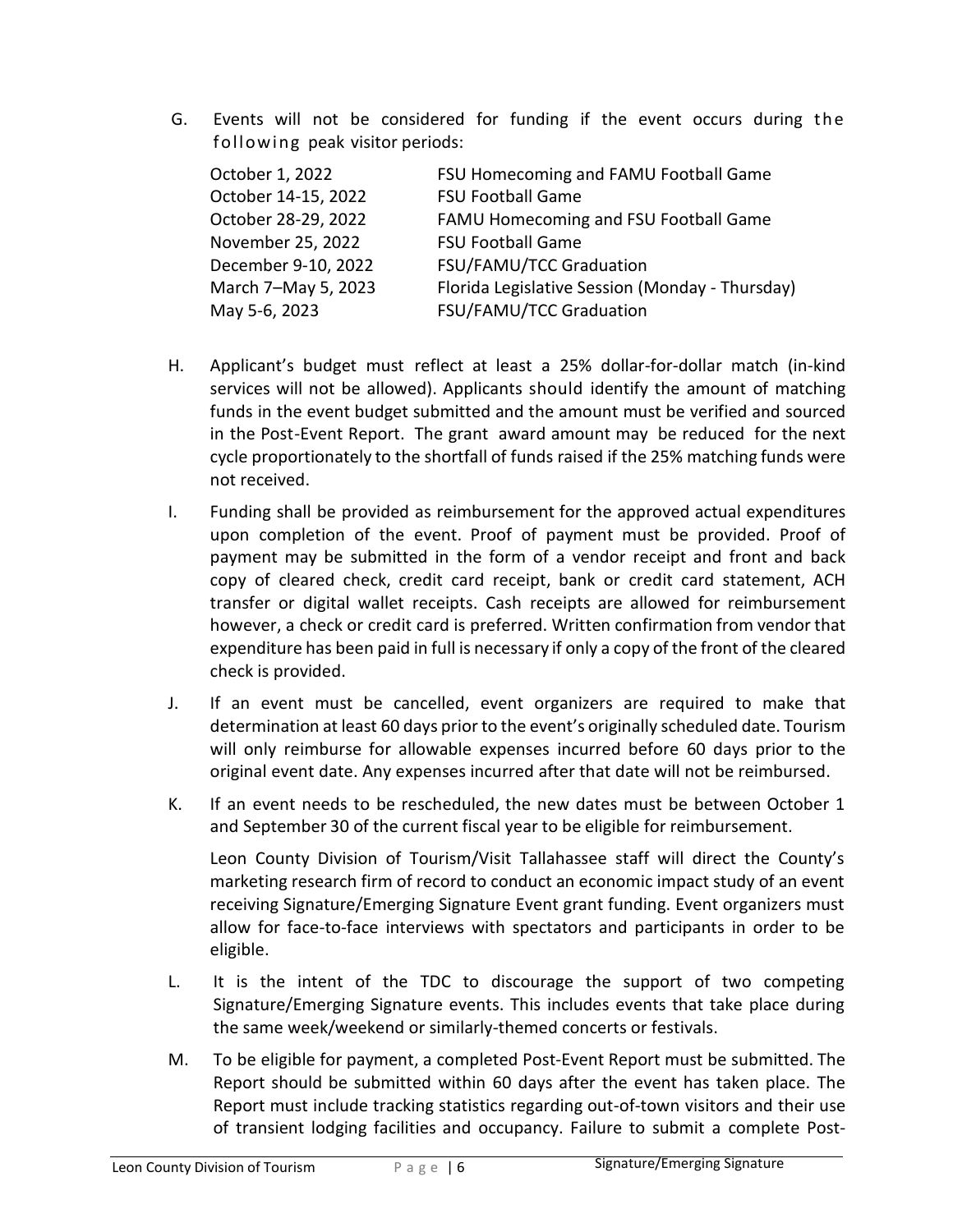G. Events will not be considered for funding if the event occurs during the following peak visitor periods:

| | |
|---|---|
| October 1, 2022 | FSU Homecoming and FAMU Football Game |
| October 14-15, 2022 | FSU Football Game |
| October 28-29, 2022 | FAMU Homecoming and FSU Football Game |
| November 25, 2022 | FSU Football Game |
| December 9-10, 2022 | FSU/FAMU/TCC Graduation |
| March 7–May 5, 2023 | Florida Legislative Session (Monday - Thursday) |
| May 5-6, 2023 | FSU/FAMU/TCC Graduation |

H. Applicant's budget must reflect at least a 25% dollar-for-dollar match (in-kind services will not be allowed). Applicants should identify the amount of matching funds in the event budget submitted and the amount must be verified and sourced in the Post-Event Report. The grant award amount may be reduced for the next cycle proportionately to the shortfall of funds raised if the 25% matching funds were not received.

I. Funding shall be provided as reimbursement for the approved actual expenditures upon completion of the event. Proof of payment must be provided. Proof of payment may be submitted in the form of a vendor receipt and front and back copy of cleared check, credit card receipt, bank or credit card statement, ACH transfer or digital wallet receipts. Cash receipts are allowed for reimbursement however, a check or credit card is preferred. Written confirmation from vendor that expenditure has been paid in full is necessary if only a copy of the front of the cleared check is provided.

J. If an event must be cancelled, event organizers are required to make that determination at least 60 days prior to the event's originally scheduled date. Tourism will only reimburse for allowable expenses incurred before 60 days prior to the original event date. Any expenses incurred after that date will not be reimbursed.

K. If an event needs to be rescheduled, the new dates must be between October 1 and September 30 of the current fiscal year to be eligible for reimbursement.

Leon County Division of Tourism/Visit Tallahassee staff will direct the County's marketing research firm of record to conduct an economic impact study of an event receiving Signature/Emerging Signature Event grant funding. Event organizers must allow for face-to-face interviews with spectators and participants in order to be eligible.

L. It is the intent of the TDC to discourage the support of two competing Signature/Emerging Signature events. This includes events that take place during the same week/weekend or similarly-themed concerts or festivals.

M. To be eligible for payment, a completed Post-Event Report must be submitted. The Report should be submitted within 60 days after the event has taken place. The Report must include tracking statistics regarding out-of-town visitors and their use of transient lodging facilities and occupancy. Failure to submit a complete Post-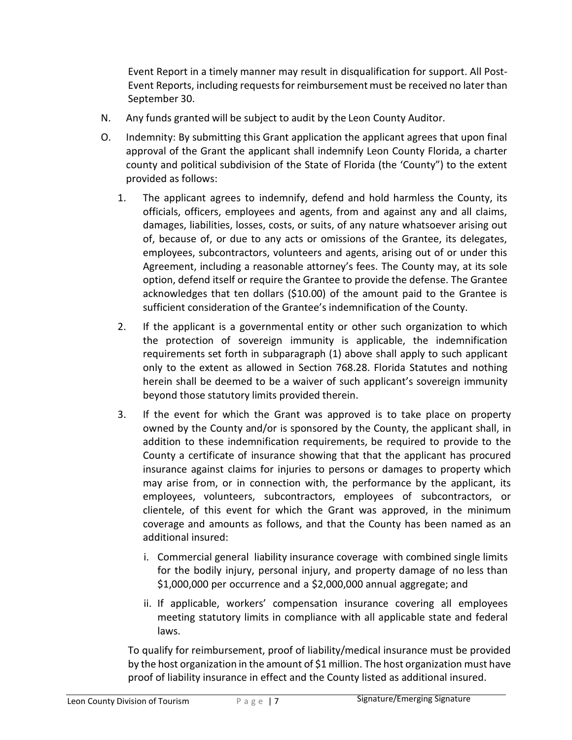Event Report in a timely manner may result in disqualification for support. All Post-Event Reports, including requests for reimbursement must be received no later than September 30.

N. Any funds granted will be subject to audit by the Leon County Auditor.

O. Indemnity: By submitting this Grant application the applicant agrees that upon final approval of the Grant the applicant shall indemnify Leon County Florida, a charter county and political subdivision of the State of Florida (the 'County") to the extent provided as follows:

1. The applicant agrees to indemnify, defend and hold harmless the County, its officials, officers, employees and agents, from and against any and all claims, damages, liabilities, losses, costs, or suits, of any nature whatsoever arising out of, because of, or due to any acts or omissions of the Grantee, its delegates, employees, subcontractors, volunteers and agents, arising out of or under this Agreement, including a reasonable attorney's fees. The County may, at its sole option, defend itself or require the Grantee to provide the defense. The Grantee acknowledges that ten dollars ($10.00) of the amount paid to the Grantee is sufficient consideration of the Grantee's indemnification of the County.

2. If the applicant is a governmental entity or other such organization to which the protection of sovereign immunity is applicable, the indemnification requirements set forth in subparagraph (1) above shall apply to such applicant only to the extent as allowed in Section 768.28. Florida Statutes and nothing herein shall be deemed to be a waiver of such applicant's sovereign immunity beyond those statutory limits provided therein.

3. If the event for which the Grant was approved is to take place on property owned by the County and/or is sponsored by the County, the applicant shall, in addition to these indemnification requirements, be required to provide to the County a certificate of insurance showing that that the applicant has procured insurance against claims for injuries to persons or damages to property which may arise from, or in connection with, the performance by the applicant, its employees, volunteers, subcontractors, employees of subcontractors, or clientele, of this event for which the Grant was approved, in the minimum coverage and amounts as follows, and that the County has been named as an additional insured:

    i. Commercial general liability insurance coverage with combined single limits for the bodily injury, personal injury, and property damage of no less than $1,000,000 per occurrence and a $2,000,000 annual aggregate; and

    ii. If applicable, workers' compensation insurance covering all employees meeting statutory limits in compliance with all applicable state and federal laws.

To qualify for reimbursement, proof of liability/medical insurance must be provided by the host organization in the amount of $1 million. The host organization must have proof of liability insurance in effect and the County listed as additional insured.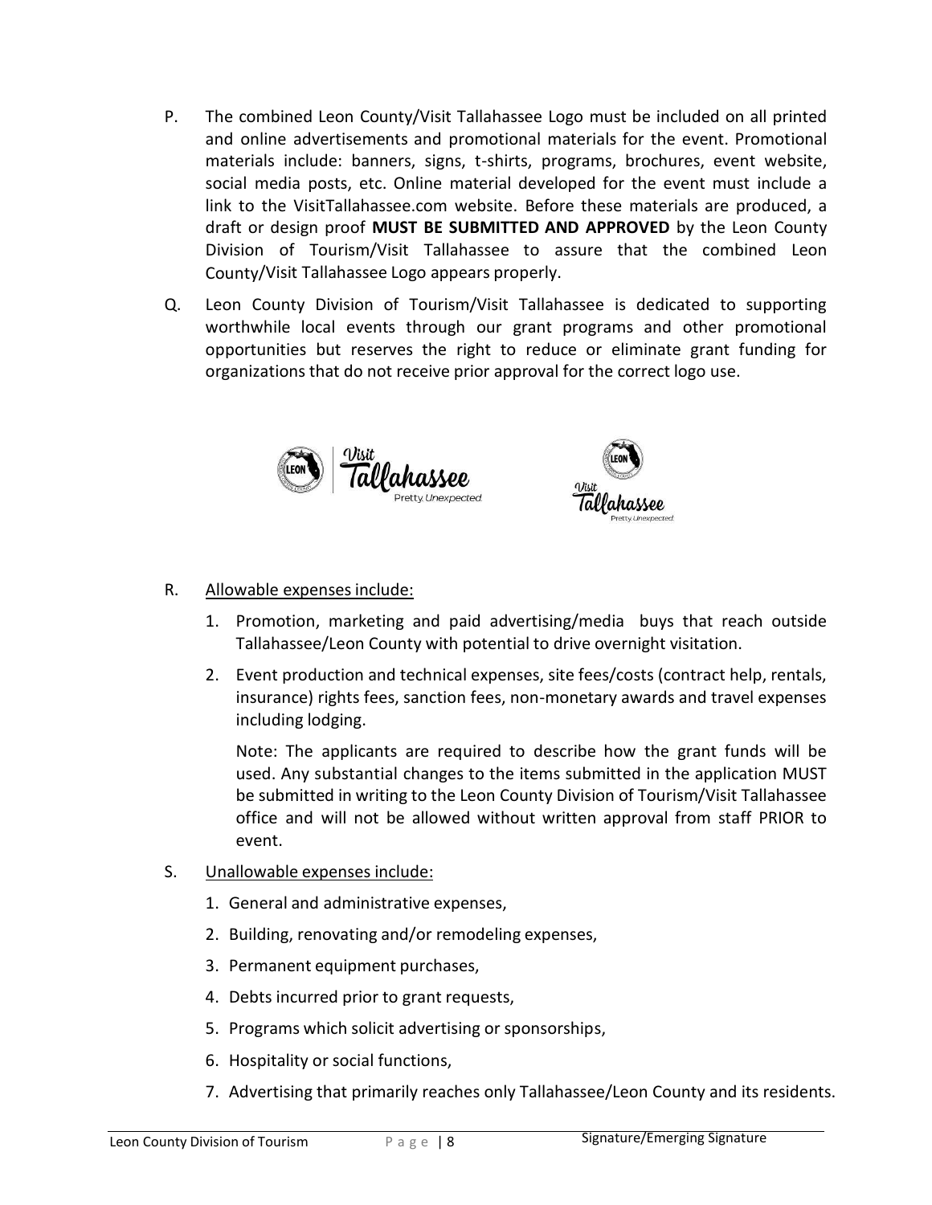P. The combined Leon County/Visit Tallahassee Logo must be included on all printed and online advertisements and promotional materials for the event. Promotional materials include: banners, signs, t-shirts, programs, brochures, event website, social media posts, etc. Online material developed for the event must include a link to the VisitTallahassee.com website. Before these materials are produced, a draft or design proof **MUST BE SUBMITTED AND APPROVED** by the Leon County Division of Tourism/Visit Tallahassee to assure that the combined Leon County/Visit Tallahassee Logo appears properly.

Q. Leon County Division of Tourism/Visit Tallahassee is dedicated to supporting worthwhile local events through our grant programs and other promotional opportunities but reserves the right to reduce or eliminate grant funding for organizations that do not receive prior approval for the correct logo use.

R. Allowable expenses include:

1. Promotion, marketing and paid advertising/media buys that reach outside Tallahassee/Leon County with potential to drive overnight visitation.
2. Event production and technical expenses, site fees/costs (contract help, rentals, insurance) rights fees, sanction fees, non-monetary awards and travel expenses including lodging.

   Note: The applicants are required to describe how the grant funds will be used. Any substantial changes to the items submitted in the application MUST be submitted in writing to the Leon County Division of Tourism/Visit Tallahassee office and will not be allowed without written approval from staff PRIOR to event.

S. Unallowable expenses include:

1. General and administrative expenses,
2. Building, renovating and/or remodeling expenses,
3. Permanent equipment purchases,
4. Debts incurred prior to grant requests,
5. Programs which solicit advertising or sponsorships,
6. Hospitality or social functions,
7. Advertising that primarily reaches only Tallahassee/Leon County and its residents.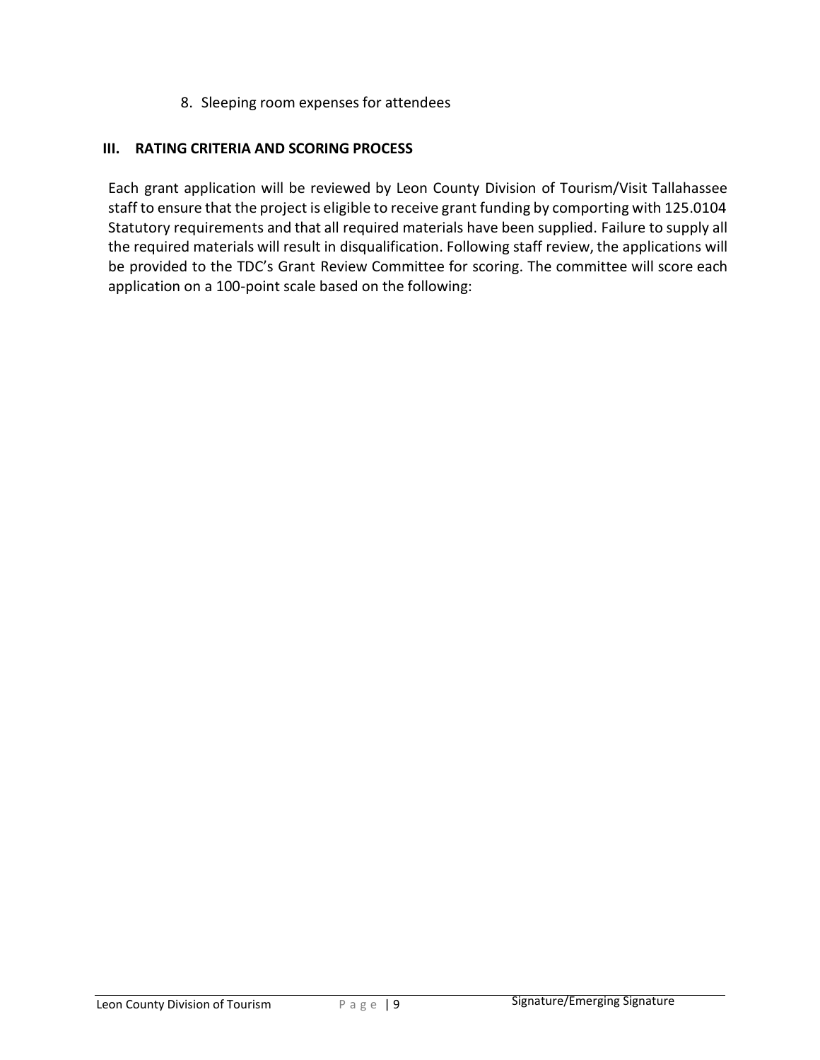8. Sleeping room expenses for attendees

## III. RATING CRITERIA AND SCORING PROCESS

Each grant application will be reviewed by Leon County Division of Tourism/Visit Tallahassee staff to ensure that the project is eligible to receive grant funding by comporting with 125.0104 Statutory requirements and that all required materials have been supplied. Failure to supply all the required materials will result in disqualification. Following staff review, the applications will be provided to the TDC's Grant Review Committee for scoring. The committee will score each application on a 100-point scale based on the following: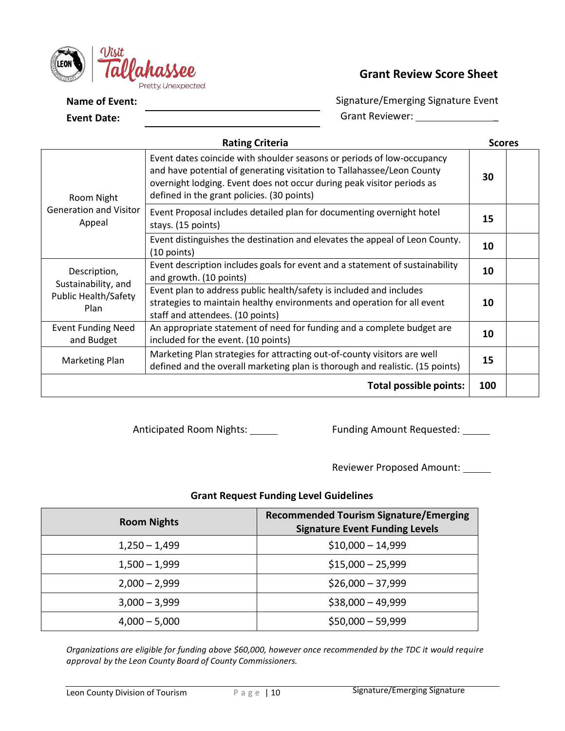## Grant Review Score Sheet

**Name of Event:** ______________________

**Event Date:** ______________________

Signature/Emerging Signature Event

Grant Reviewer: ______________

| | Rating Criteria | Scores | |
|---|---|---|---|
| Room Night Generation and Visitor Appeal | Event dates coincide with shoulder seasons or periods of low-occupancy and have potential of generating visitation to Tallahassee/Leon County overnight lodging. Event does not occur during peak visitor periods as defined in the grant policies. (30 points) | 30 | |
| | Event Proposal includes detailed plan for documenting overnight hotel stays. (15 points) | 15 | |
| | Event distinguishes the destination and elevates the appeal of Leon County. (10 points) | 10 | |
| Description, Sustainability, and Public Health/Safety Plan | Event description includes goals for event and a statement of sustainability and growth. (10 points) | 10 | |
| | Event plan to address public health/safety is included and includes strategies to maintain healthy environments and operation for all event staff and attendees. (10 points) | 10 | |
| Event Funding Need and Budget | An appropriate statement of need for funding and a complete budget are included for the event. (10 points) | 10 | |
| Marketing Plan | Marketing Plan strategies for attracting out-of-county visitors are well defined and the overall marketing plan is thorough and realistic. (15 points) | 15 | |
| | **Total possible points:** | **100** | |

Anticipated Room Nights: _____

Funding Amount Requested: _____

Reviewer Proposed Amount: _____

### Grant Request Funding Level Guidelines

| Room Nights | Recommended Tourism Signature/Emerging Signature Event Funding Levels |
|---|---|
| 1,250 – 1,499 | $10,000 – 14,999 |
| 1,500 – 1,999 | $15,000 – 25,999 |
| 2,000 – 2,999 | $26,000 – 37,999 |
| 3,000 – 3,999 | $38,000 – 49,999 |
| 4,000 – 5,000 | $50,000 – 59,999 |

*Organizations are eligible for funding above $60,000, however once recommended by the TDC it would require approval by the Leon County Board of County Commissioners.*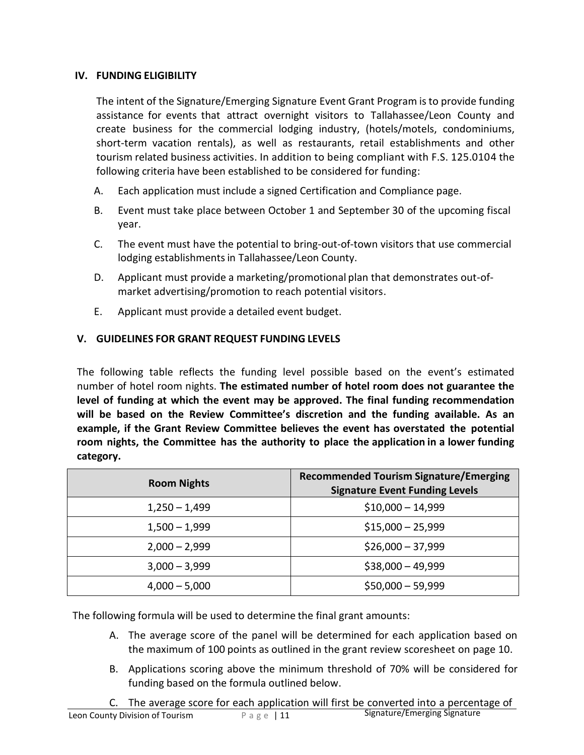## IV. FUNDING ELIGIBILITY

The intent of the Signature/Emerging Signature Event Grant Program is to provide funding assistance for events that attract overnight visitors to Tallahassee/Leon County and create business for the commercial lodging industry, (hotels/motels, condominiums, short-term vacation rentals), as well as restaurants, retail establishments and other tourism related business activities. In addition to being compliant with F.S. 125.0104 the following criteria have been established to be considered for funding:

A. Each application must include a signed Certification and Compliance page.

B. Event must take place between October 1 and September 30 of the upcoming fiscal year.

C. The event must have the potential to bring-out-of-town visitors that use commercial lodging establishments in Tallahassee/Leon County.

D. Applicant must provide a marketing/promotional plan that demonstrates out-of-market advertising/promotion to reach potential visitors.

E. Applicant must provide a detailed event budget.

## V. GUIDELINES FOR GRANT REQUEST FUNDING LEVELS

The following table reflects the funding level possible based on the event's estimated number of hotel room nights. **The estimated number of hotel room does not guarantee the level of funding at which the event may be approved. The final funding recommendation will be based on the Review Committee's discretion and the funding available. As an example, if the Grant Review Committee believes the event has overstated the potential room nights, the Committee has the authority to place the application in a lower funding category.**

| Room Nights | Recommended Tourism Signature/Emerging Signature Event Funding Levels |
|---|---|
| 1,250 – 1,499 | $10,000 – 14,999 |
| 1,500 – 1,999 | $15,000 – 25,999 |
| 2,000 – 2,999 | $26,000 – 37,999 |
| 3,000 – 3,999 | $38,000 – 49,999 |
| 4,000 – 5,000 | $50,000 – 59,999 |

The following formula will be used to determine the final grant amounts:

A. The average score of the panel will be determined for each application based on the maximum of 100 points as outlined in the grant review scoresheet on page 10.

B. Applications scoring above the minimum threshold of 70% will be considered for funding based on the formula outlined below.

C. The average score for each application will first be converted into a percentage of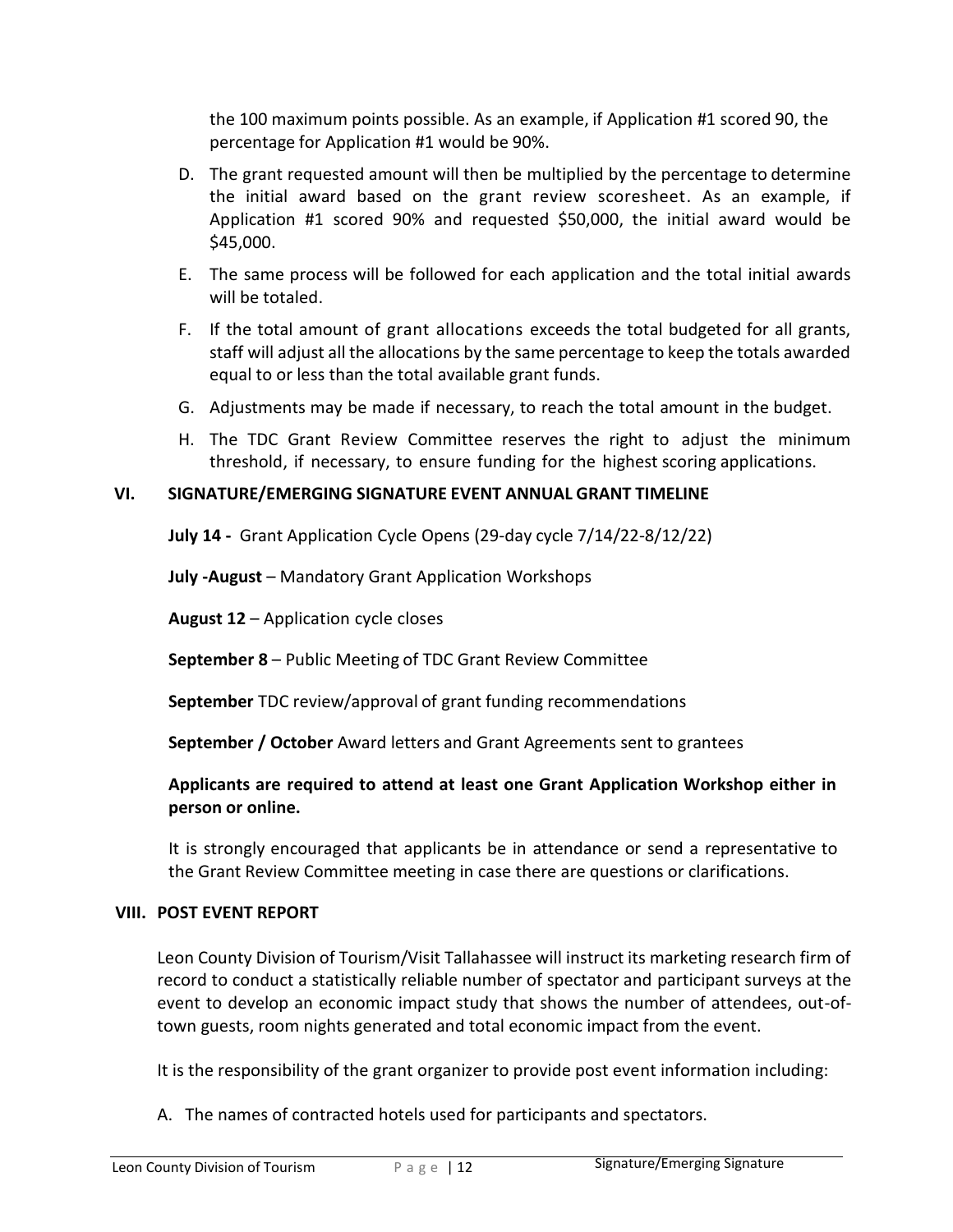the 100 maximum points possible. As an example, if Application #1 scored 90, the percentage for Application #1 would be 90%.

D. The grant requested amount will then be multiplied by the percentage to determine the initial award based on the grant review scoresheet. As an example, if Application #1 scored 90% and requested $50,000, the initial award would be $45,000.

E. The same process will be followed for each application and the total initial awards will be totaled.

F. If the total amount of grant allocations exceeds the total budgeted for all grants, staff will adjust all the allocations by the same percentage to keep the totals awarded equal to or less than the total available grant funds.

G. Adjustments may be made if necessary, to reach the total amount in the budget.

H. The TDC Grant Review Committee reserves the right to adjust the minimum threshold, if necessary, to ensure funding for the highest scoring applications.

## VI. SIGNATURE/EMERGING SIGNATURE EVENT ANNUAL GRANT TIMELINE

**July 14 -** Grant Application Cycle Opens (29-day cycle 7/14/22-8/12/22)

**July -August** – Mandatory Grant Application Workshops

**August 12** – Application cycle closes

**September 8** – Public Meeting of TDC Grant Review Committee

**September** TDC review/approval of grant funding recommendations

**September / October** Award letters and Grant Agreements sent to grantees

**Applicants are required to attend at least one Grant Application Workshop either in person or online.**

It is strongly encouraged that applicants be in attendance or send a representative to the Grant Review Committee meeting in case there are questions or clarifications.

## VIII. POST EVENT REPORT

Leon County Division of Tourism/Visit Tallahassee will instruct its marketing research firm of record to conduct a statistically reliable number of spectator and participant surveys at the event to develop an economic impact study that shows the number of attendees, out-of-town guests, room nights generated and total economic impact from the event.

It is the responsibility of the grant organizer to provide post event information including:

A. The names of contracted hotels used for participants and spectators.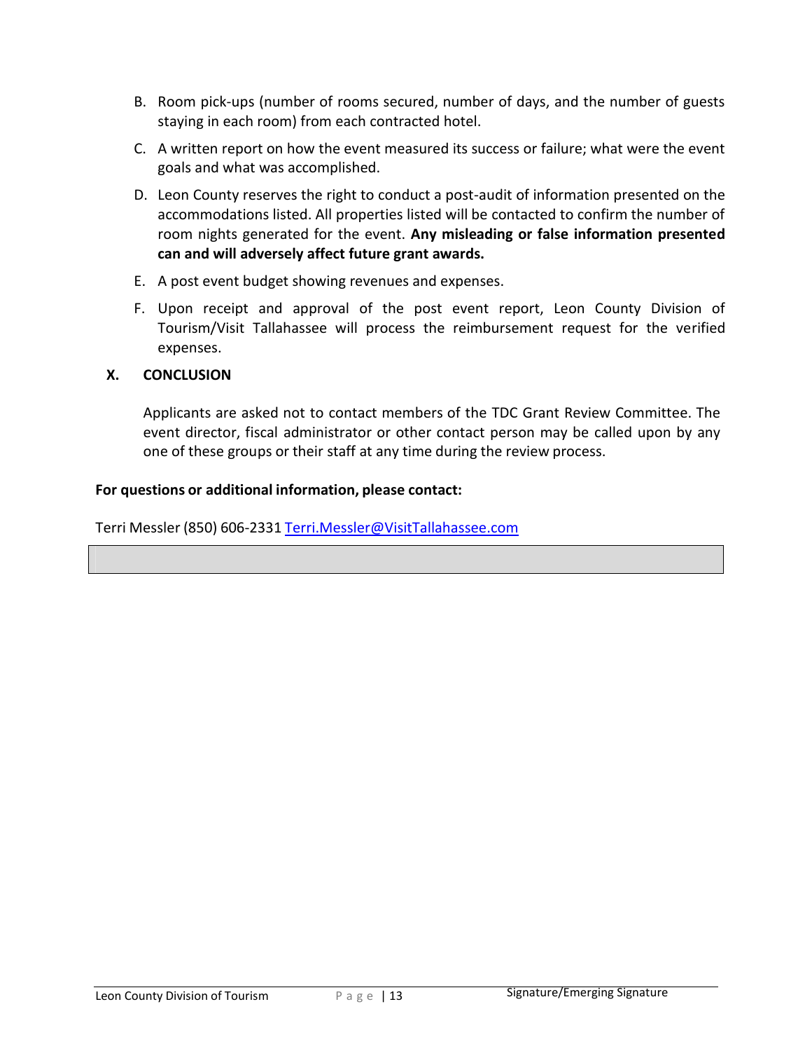B. Room pick-ups (number of rooms secured, number of days, and the number of guests staying in each room) from each contracted hotel.

C. A written report on how the event measured its success or failure; what were the event goals and what was accomplished.

D. Leon County reserves the right to conduct a post-audit of information presented on the accommodations listed. All properties listed will be contacted to confirm the number of room nights generated for the event. **Any misleading or false information presented can and will adversely affect future grant awards.**

E. A post event budget showing revenues and expenses.

F. Upon receipt and approval of the post event report, Leon County Division of Tourism/Visit Tallahassee will process the reimbursement request for the verified expenses.

## X. CONCLUSION

Applicants are asked not to contact members of the TDC Grant Review Committee. The event director, fiscal administrator or other contact person may be called upon by any one of these groups or their staff at any time during the review process.

**For questions or additional information, please contact:**

Terri Messler (850) 606-2331 Terri.Messler@VisitTallahassee.com